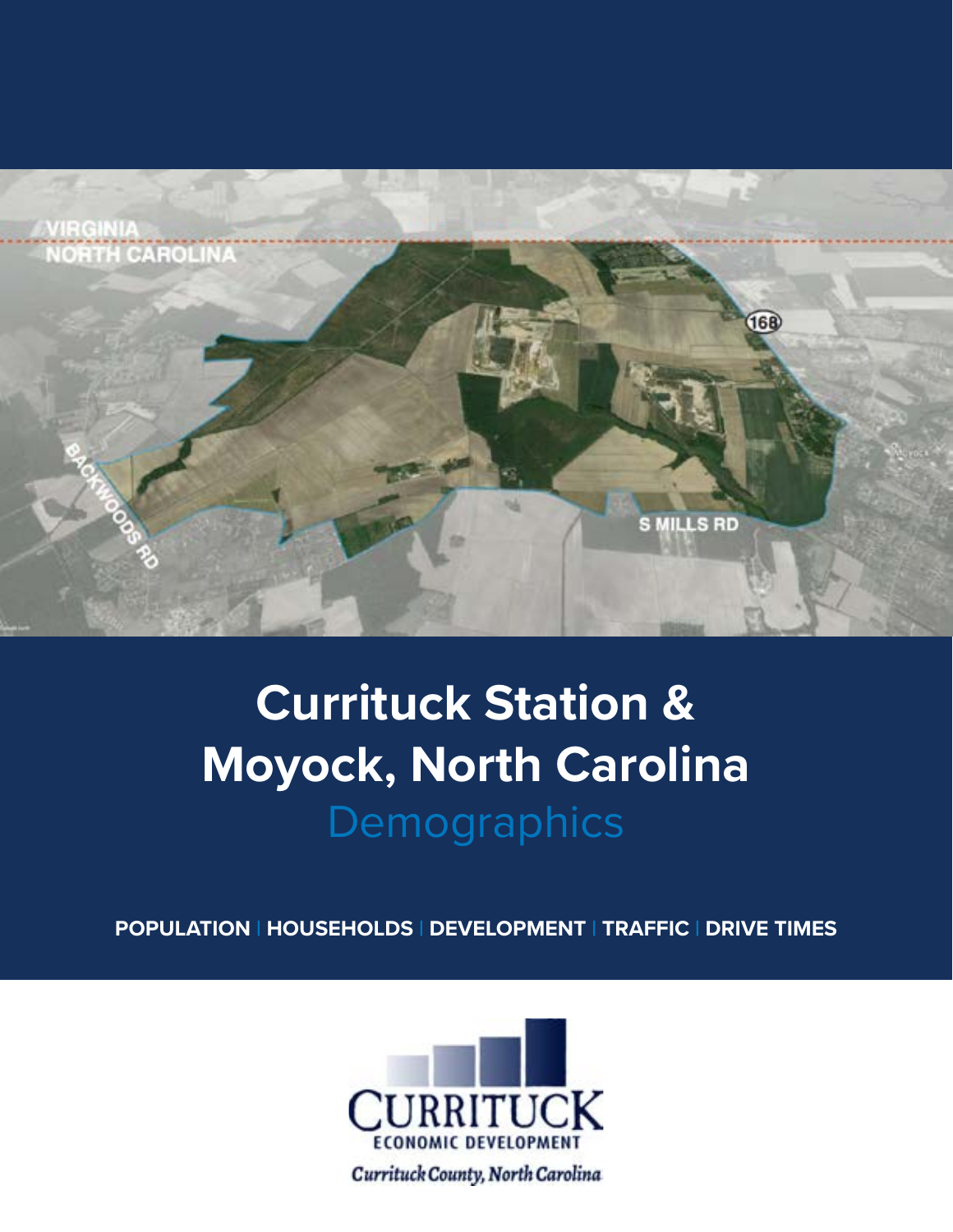# Currituck Station & Moyock, North Carolina

## Demographics

**POPULATION | HOUSEHOLDS | DEVELOPMENT | TRAFFIC | DRIVE TIMES**

CURRITUCK ECONOMIC DEVELOPMENT

*Currituck County, North Carolina*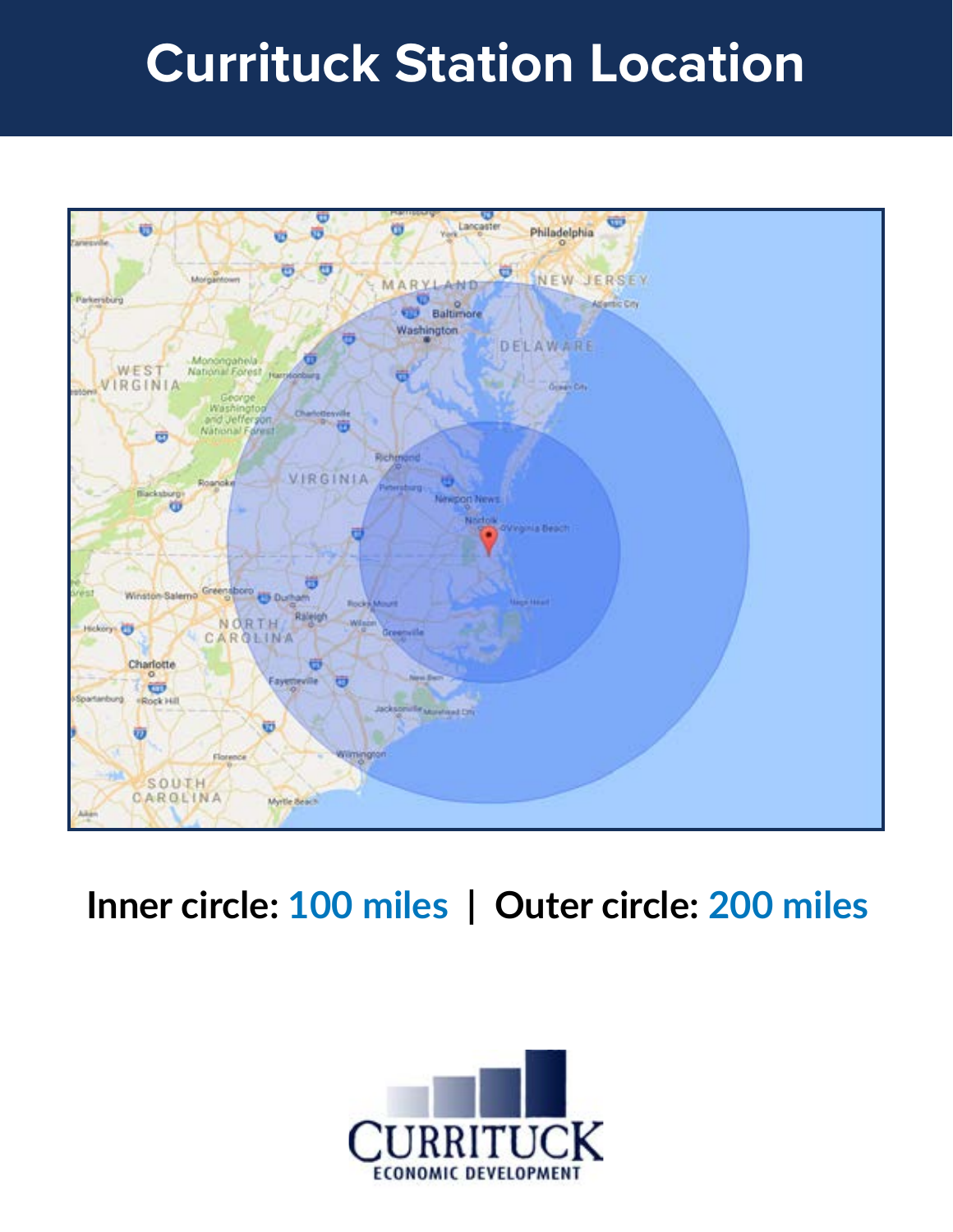# Currituck Station Location

**Inner circle: 100 miles | Outer circle: 200 miles**

CURRITUCK
ECONOMIC DEVELOPMENT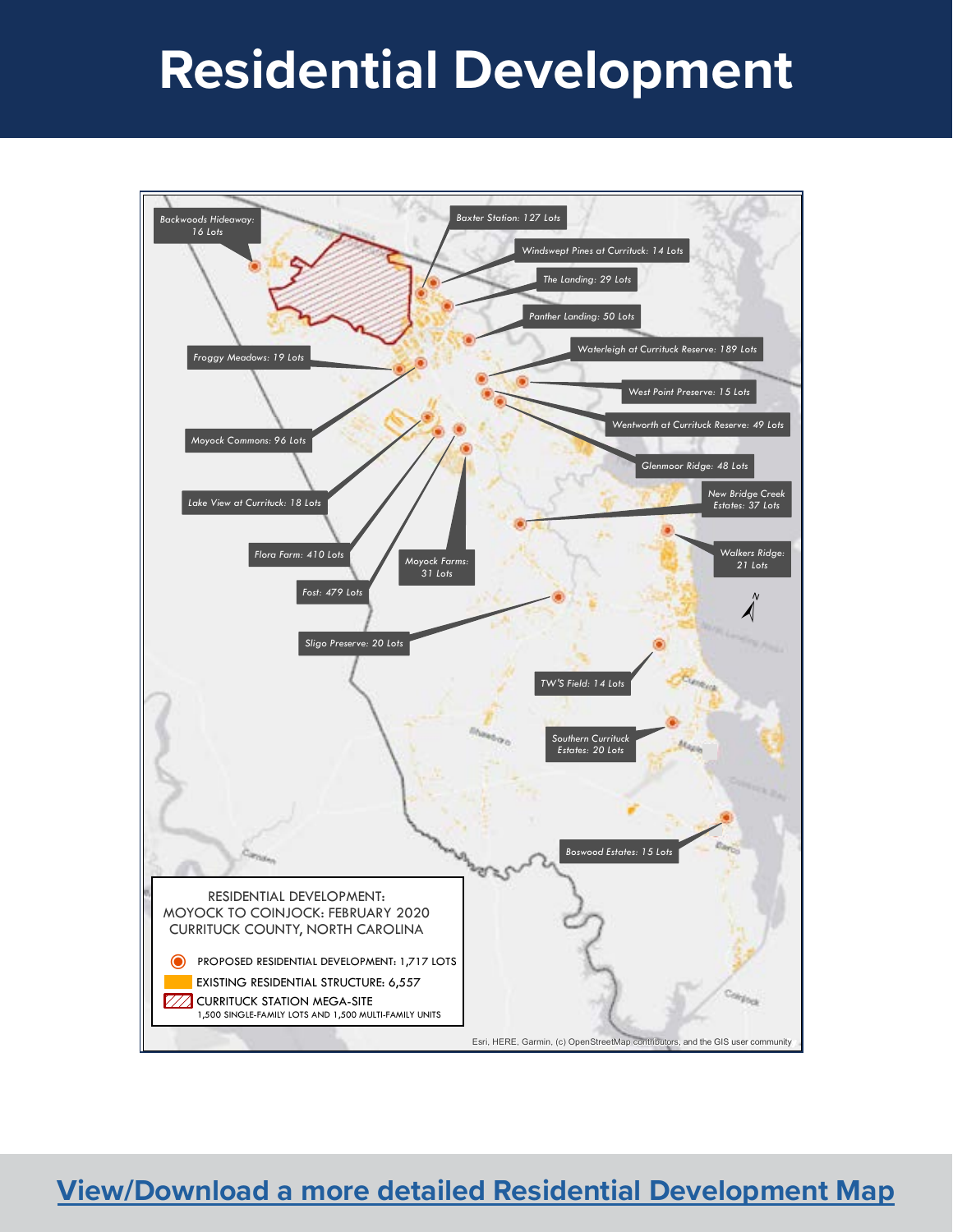# Residential Development

Backwoods Hideaway: 16 Lots

Baxter Station: 127 Lots

Windswept Pines at Currituck: 14 Lots

The Landing: 29 Lots

Panther Landing: 50 Lots

Froggy Meadows: 19 Lots

Waterleigh at Currituck Reserve: 189 Lots

West Point Preserve: 15 Lots

Wentworth at Currituck Reserve: 49 Lots

Moyock Commons: 96 Lots

Glenmoor Ridge: 48 Lots

Lake View at Currituck: 18 Lots

New Bridge Creek Estates: 37 Lots

Flora Farm: 410 Lots

Moyock Farms: 31 Lots

Walkers Ridge: 21 Lots

Fost: 479 Lots

Sligo Preserve: 20 Lots

TW'S Field: 14 Lots

Southern Currituck Estates: 20 Lots

Boswood Estates: 15 Lots

RESIDENTIAL DEVELOPMENT:
MOYOCK TO COINJOCK: FEBRUARY 2020
CURRITUCK COUNTY, NORTH CAROLINA

- PROPOSED RESIDENTIAL DEVELOPMENT: 1,717 LOTS
- EXISTING RESIDENTIAL STRUCTURE: 6,557
- CURRITUCK STATION MEGA-SITE
  1,500 SINGLE-FAMILY LOTS AND 1,500 MULTI-FAMILY UNITS

Esri, HERE, Garmin, (c) OpenStreetMap contributors, and the GIS user community

**View/Download a more detailed Residential Development Map**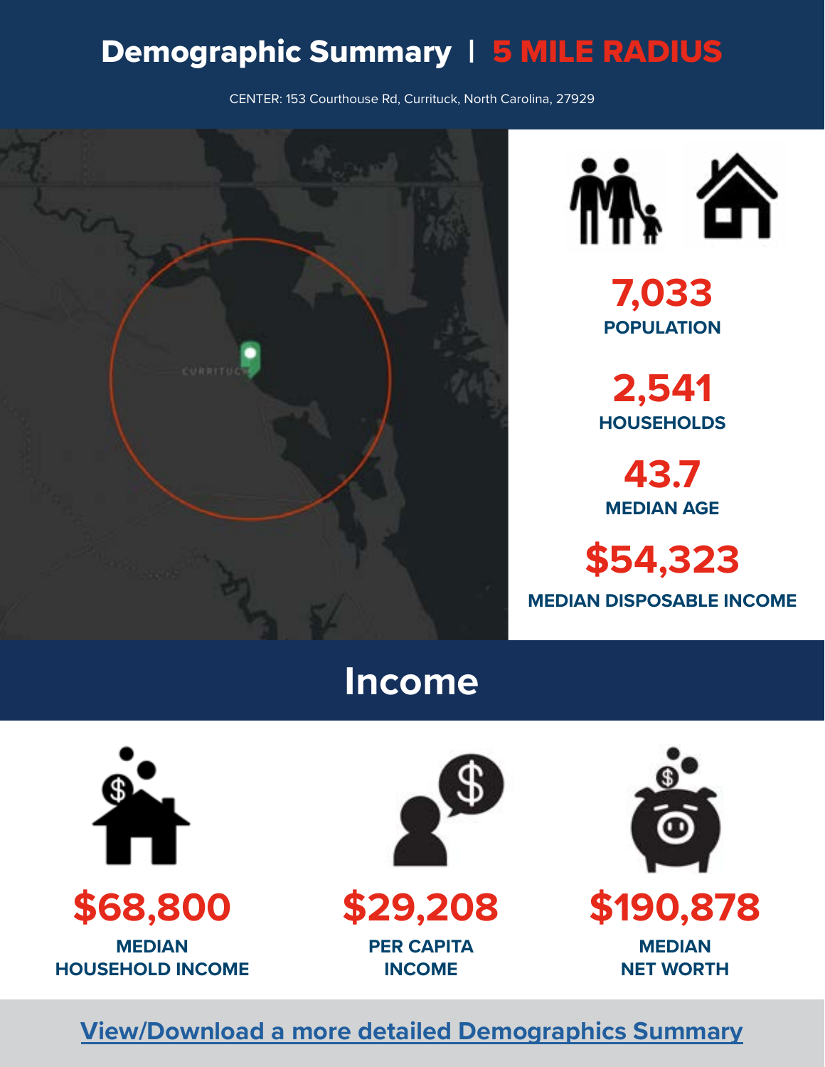# Demographic Summary | 5 MILE RADIUS

CENTER: 153 Courthouse Rd, Currituck, North Carolina, 27929

**7,033**
POPULATION

**2,541**
HOUSEHOLDS

**43.7**
MEDIAN AGE

**$54,323**
MEDIAN DISPOSABLE INCOME

## Income

**$68,800**
MEDIAN HOUSEHOLD INCOME

**$29,208**
PER CAPITA INCOME

**$190,878**
MEDIAN NET WORTH

View/Download a more detailed Demographics Summary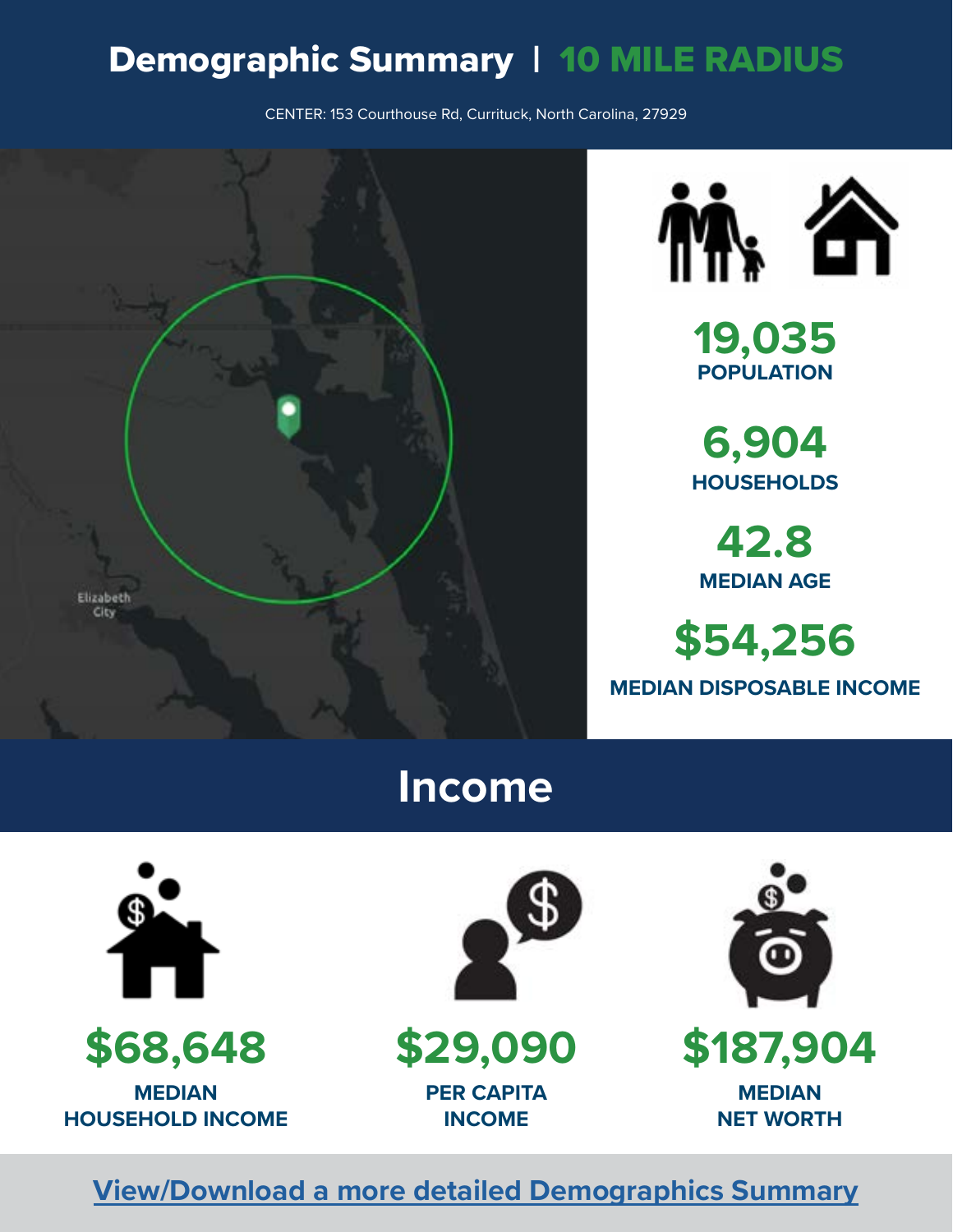# Demographic Summary | 10 MILE RADIUS

CENTER: 153 Courthouse Rd, Currituck, North Carolina, 27929

Elizabeth City

**19,035**
POPULATION

**6,904**
HOUSEHOLDS

**42.8**
MEDIAN AGE

**$54,256**
MEDIAN DISPOSABLE INCOME

## Income

**$68,648**
MEDIAN HOUSEHOLD INCOME

**$29,090**
PER CAPITA INCOME

**$187,904**
MEDIAN NET WORTH

View/Download a more detailed Demographics Summary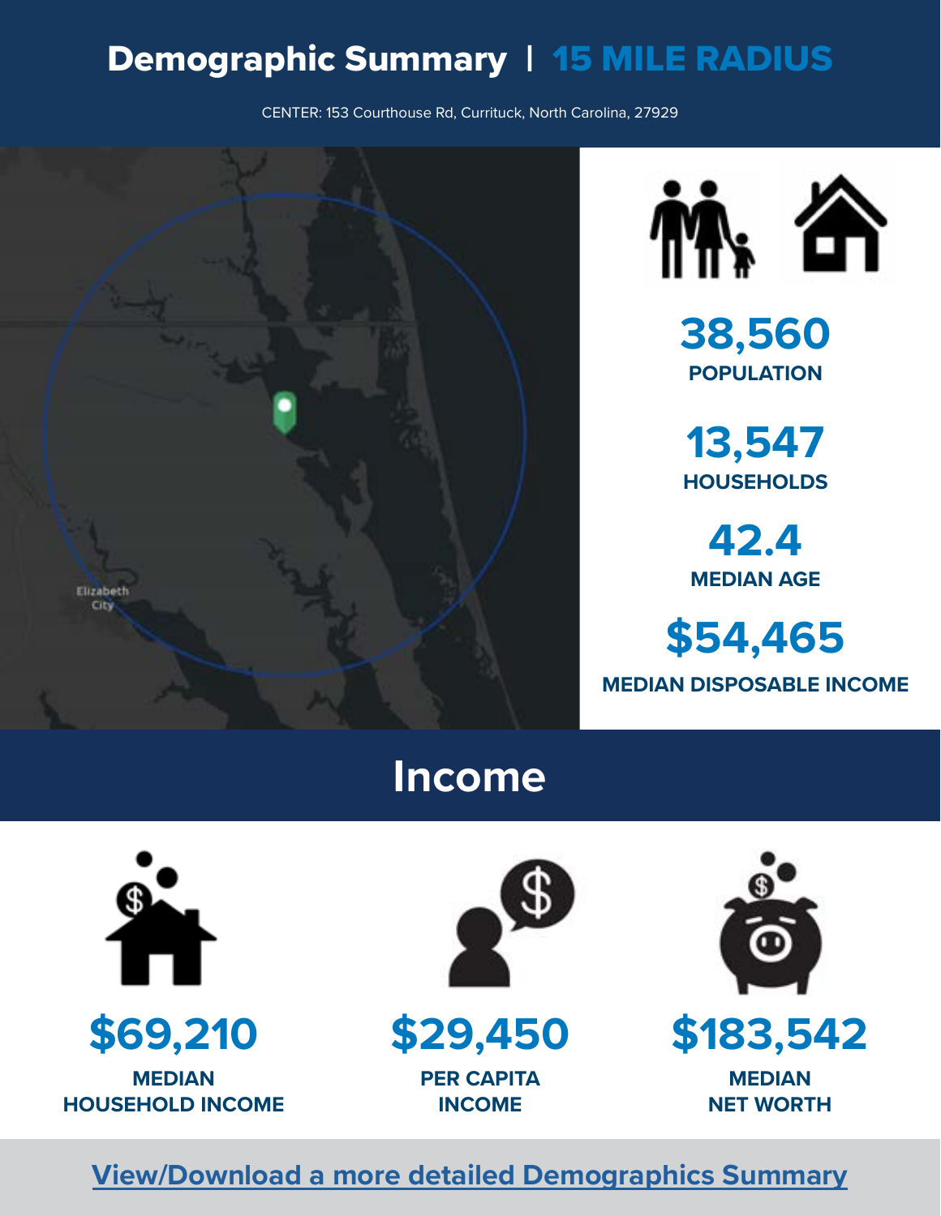# Demographic Summary | 15 MILE RADIUS

CENTER: 153 Courthouse Rd, Currituck, North Carolina, 27929

Elizabeth City

**38,560**
POPULATION

**13,547**
HOUSEHOLDS

**42.4**
MEDIAN AGE

**$54,465**
MEDIAN DISPOSABLE INCOME

## Income

**$69,210**
MEDIAN HOUSEHOLD INCOME

**$29,450**
PER CAPITA INCOME

**$183,542**
MEDIAN NET WORTH

View/Download a more detailed Demographics Summary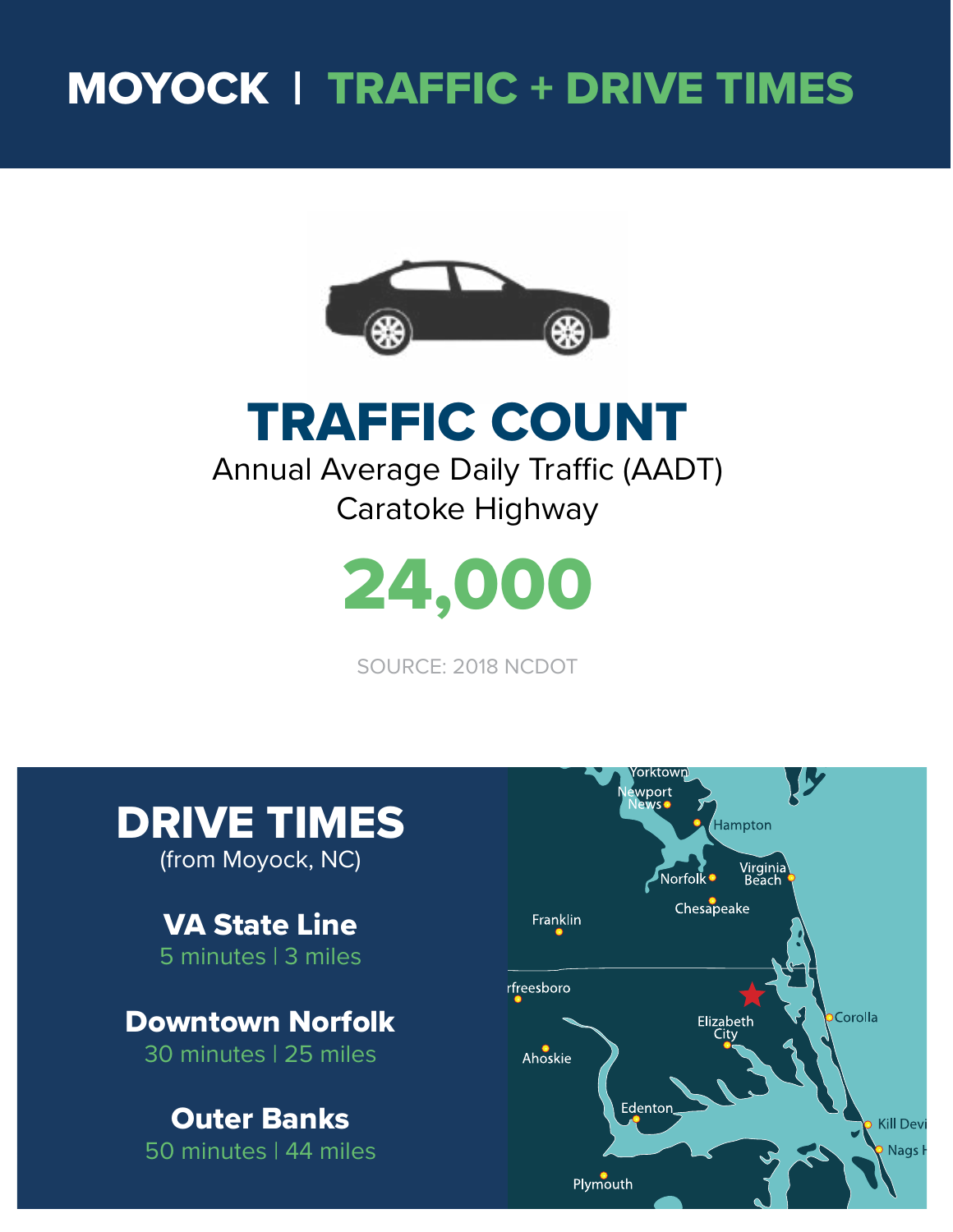# MOYOCK | TRAFFIC + DRIVE TIMES

## TRAFFIC COUNT

Annual Average Daily Traffic (AADT)
Caratoke Highway

**24,000**

SOURCE: 2018 NCDOT

## DRIVE TIMES

(from Moyock, NC)

**VA State Line**
5 minutes | 3 miles

**Downtown Norfolk**
30 minutes | 25 miles

**Outer Banks**
50 minutes | 44 miles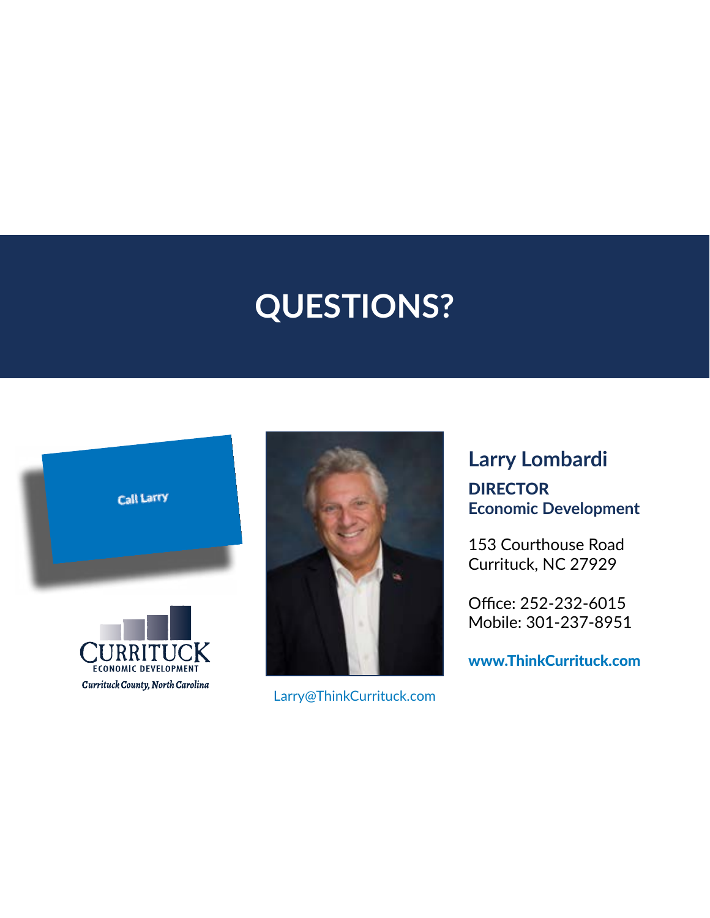# QUESTIONS?

Call Larry

CURRITUCK
ECONOMIC DEVELOPMENT
*Currituck County, North Carolina*

Larry@ThinkCurrituck.com

## Larry Lombardi

**DIRECTOR**
**Economic Development**

153 Courthouse Road
Currituck, NC 27929

Office: 252-232-6015
Mobile: 301-237-8951

**www.ThinkCurrituck.com**